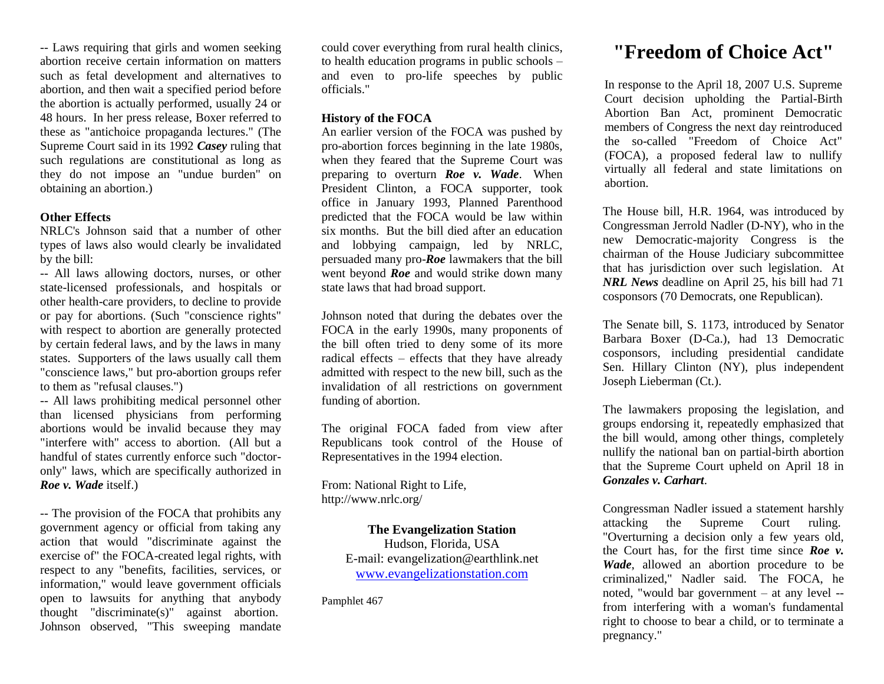-- Laws requiring that girls and women seeking abortion receive certain information on matters such as fetal development and alternatives to abortion, and then wait a specified period before the abortion is actually performed, usually 24 or 48 hours. In her press release, Boxer referred to these as "antichoice propaganda lectures." (The Supreme Court said in its 1992 ***Casey*** ruling that such regulations are constitutional as long as they do not impose an "undue burden" on obtaining an abortion.)

**Other Effects**

NRLC's Johnson said that a number of other types of laws also would clearly be invalidated by the bill:

-- All laws allowing doctors, nurses, or other state-licensed professionals, and hospitals or other health-care providers, to decline to provide or pay for abortions. (Such "conscience rights" with respect to abortion are generally protected by certain federal laws, and by the laws in many states. Supporters of the laws usually call them "conscience laws," but pro-abortion groups refer to them as "refusal clauses.")

-- All laws prohibiting medical personnel other than licensed physicians from performing abortions would be invalid because they may "interfere with" access to abortion. (All but a handful of states currently enforce such "doctor-only" laws, which are specifically authorized in ***Roe v. Wade*** itself.)

-- The provision of the FOCA that prohibits any government agency or official from taking any action that would "discriminate against the exercise of" the FOCA-created legal rights, with respect to any "benefits, facilities, services, or information," would leave government officials open to lawsuits for anything that anybody thought "discriminate(s)" against abortion. Johnson observed, "This sweeping mandate could cover everything from rural health clinics, to health education programs in public schools – and even to pro-life speeches by public officials."

**History of the FOCA**

An earlier version of the FOCA was pushed by pro-abortion forces beginning in the late 1980s, when they feared that the Supreme Court was preparing to overturn ***Roe v. Wade***. When President Clinton, a FOCA supporter, took office in January 1993, Planned Parenthood predicted that the FOCA would be law within six months. But the bill died after an education and lobbying campaign, led by NRLC, persuaded many pro-***Roe*** lawmakers that the bill went beyond ***Roe*** and would strike down many state laws that had broad support.

Johnson noted that during the debates over the FOCA in the early 1990s, many proponents of the bill often tried to deny some of its more radical effects – effects that they have already admitted with respect to the new bill, such as the invalidation of all restrictions on government funding of abortion.

The original FOCA faded from view after Republicans took control of the House of Representatives in the 1994 election.

From: National Right to Life,
http://www.nrlc.org/

**The Evangelization Station**
Hudson, Florida, USA
E-mail: evangelization@earthlink.net
www.evangelizationstation.com

Pamphlet 467

# "Freedom of Choice Act"

In response to the April 18, 2007 U.S. Supreme Court decision upholding the Partial-Birth Abortion Ban Act, prominent Democratic members of Congress the next day reintroduced the so-called "Freedom of Choice Act" (FOCA), a proposed federal law to nullify virtually all federal and state limitations on abortion.

The House bill, H.R. 1964, was introduced by Congressman Jerrold Nadler (D-NY), who in the new Democratic-majority Congress is the chairman of the House Judiciary subcommittee that has jurisdiction over such legislation. At ***NRL News*** deadline on April 25, his bill had 71 cosponsors (70 Democrats, one Republican).

The Senate bill, S. 1173, introduced by Senator Barbara Boxer (D-Ca.), had 13 Democratic cosponsors, including presidential candidate Sen. Hillary Clinton (NY), plus independent Joseph Lieberman (Ct.).

The lawmakers proposing the legislation, and groups endorsing it, repeatedly emphasized that the bill would, among other things, completely nullify the national ban on partial-birth abortion that the Supreme Court upheld on April 18 in ***Gonzales v. Carhart***.

Congressman Nadler issued a statement harshly attacking the Supreme Court ruling. "Overturning a decision only a few years old, the Court has, for the first time since ***Roe v. Wade***, allowed an abortion procedure to be criminalized," Nadler said. The FOCA, he noted, "would bar government – at any level -- from interfering with a woman's fundamental right to choose to bear a child, or to terminate a pregnancy."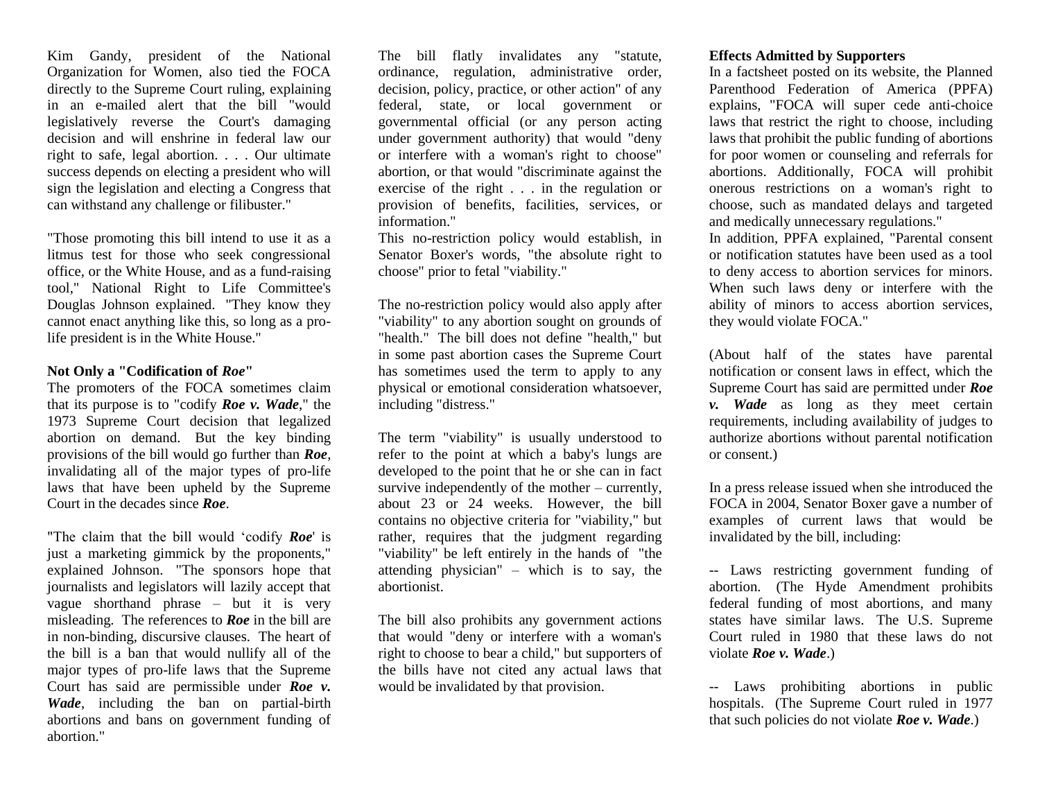Kim Gandy, president of the National Organization for Women, also tied the FOCA directly to the Supreme Court ruling, explaining in an e-mailed alert that the bill "would legislatively reverse the Court's damaging decision and will enshrine in federal law our right to safe, legal abortion. . . . Our ultimate success depends on electing a president who will sign the legislation and electing a Congress that can withstand any challenge or filibuster."

"Those promoting this bill intend to use it as a litmus test for those who seek congressional office, or the White House, and as a fund-raising tool," National Right to Life Committee's Douglas Johnson explained. "They know they cannot enact anything like this, so long as a pro-life president is in the White House."

**Not Only a "Codification of *Roe*"**

The promoters of the FOCA sometimes claim that its purpose is to "codify ***Roe v. Wade***," the 1973 Supreme Court decision that legalized abortion on demand. But the key binding provisions of the bill would go further than ***Roe***, invalidating all of the major types of pro-life laws that have been upheld by the Supreme Court in the decades since ***Roe***.

"The claim that the bill would 'codify ***Roe***' is just a marketing gimmick by the proponents," explained Johnson. "The sponsors hope that journalists and legislators will lazily accept that vague shorthand phrase – but it is very misleading. The references to ***Roe*** in the bill are in non-binding, discursive clauses. The heart of the bill is a ban that would nullify all of the major types of pro-life laws that the Supreme Court has said are permissible under ***Roe v. Wade***, including the ban on partial-birth abortions and bans on government funding of abortion."

The bill flatly invalidates any "statute, ordinance, regulation, administrative order, decision, policy, practice, or other action" of any federal, state, or local government or governmental official (or any person acting under government authority) that would "deny or interfere with a woman's right to choose" abortion, or that would "discriminate against the exercise of the right . . . in the regulation or provision of benefits, facilities, services, or information."

This no-restriction policy would establish, in Senator Boxer's words, "the absolute right to choose" prior to fetal "viability."

The no-restriction policy would also apply after "viability" to any abortion sought on grounds of "health." The bill does not define "health," but in some past abortion cases the Supreme Court has sometimes used the term to apply to any physical or emotional consideration whatsoever, including "distress."

The term "viability" is usually understood to refer to the point at which a baby's lungs are developed to the point that he or she can in fact survive independently of the mother – currently, about 23 or 24 weeks. However, the bill contains no objective criteria for "viability," but rather, requires that the judgment regarding "viability" be left entirely in the hands of "the attending physician" – which is to say, the abortionist.

The bill also prohibits any government actions that would "deny or interfere with a woman's right to choose to bear a child," but supporters of the bills have not cited any actual laws that would be invalidated by that provision.

**Effects Admitted by Supporters**

In a factsheet posted on its website, the Planned Parenthood Federation of America (PPFA) explains, "FOCA will super cede anti-choice laws that restrict the right to choose, including laws that prohibit the public funding of abortions for poor women or counseling and referrals for abortions. Additionally, FOCA will prohibit onerous restrictions on a woman's right to choose, such as mandated delays and targeted and medically unnecessary regulations."

In addition, PPFA explained, "Parental consent or notification statutes have been used as a tool to deny access to abortion services for minors. When such laws deny or interfere with the ability of minors to access abortion services, they would violate FOCA."

(About half of the states have parental notification or consent laws in effect, which the Supreme Court has said are permitted under ***Roe v. Wade*** as long as they meet certain requirements, including availability of judges to authorize abortions without parental notification or consent.)

In a press release issued when she introduced the FOCA in 2004, Senator Boxer gave a number of examples of current laws that would be invalidated by the bill, including:

-- Laws restricting government funding of abortion. (The Hyde Amendment prohibits federal funding of most abortions, and many states have similar laws. The U.S. Supreme Court ruled in 1980 that these laws do not violate ***Roe v. Wade***.)

-- Laws prohibiting abortions in public hospitals. (The Supreme Court ruled in 1977 that such policies do not violate ***Roe v. Wade***.)